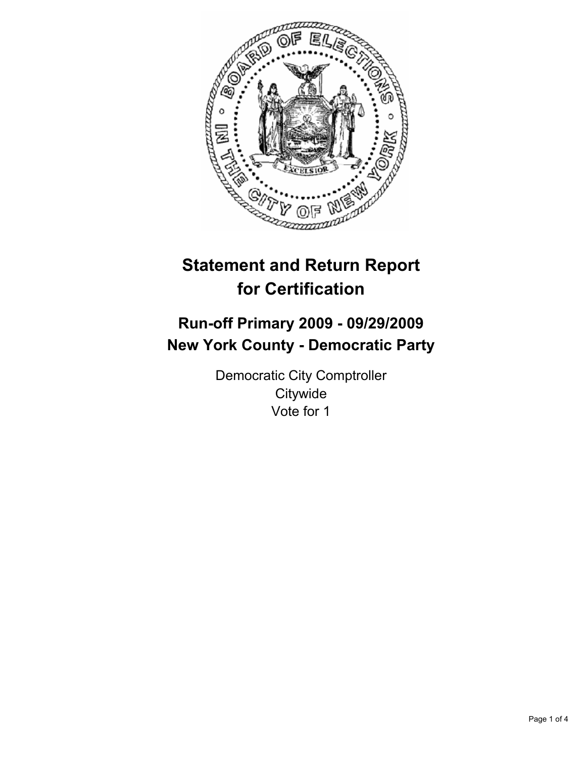# Statement and Return Report for Certification

## Run-off Primary 2009 - 09/29/2009
## New York County - Democratic Party

Democratic City Comptroller
Citywide
Vote for 1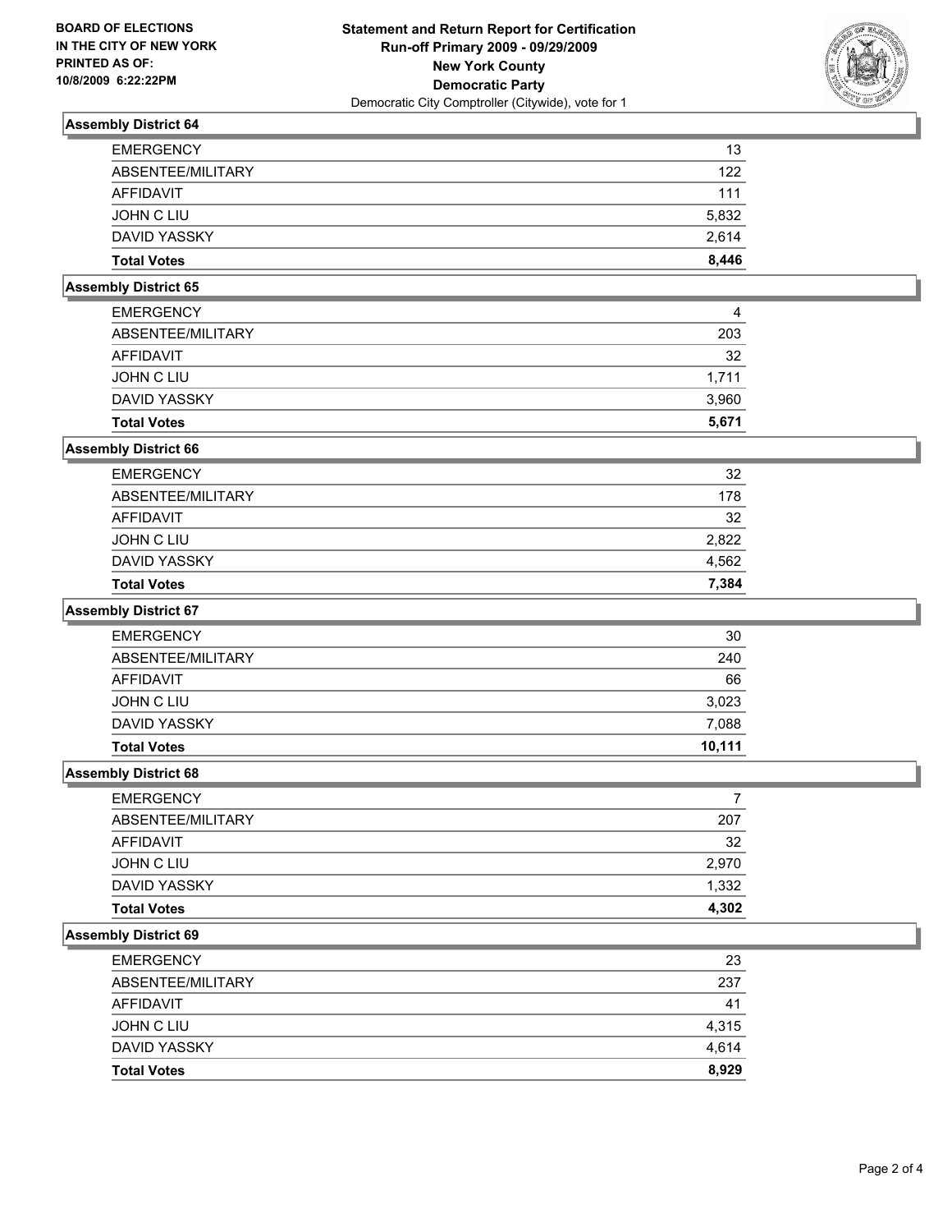**BOARD OF ELECTIONS
IN THE CITY OF NEW YORK
PRINTED AS OF:
10/8/2009 6:22:22PM**

**Statement and Return Report for Certification
Run-off Primary 2009 - 09/29/2009
New York County
Democratic Party**
Democratic City Comptroller (Citywide), vote for 1

## Assembly District 64

| | |
|---|---|
| EMERGENCY | 13 |
| ABSENTEE/MILITARY | 122 |
| AFFIDAVIT | 111 |
| JOHN C LIU | 5,832 |
| DAVID YASSKY | 2,614 |
| **Total Votes** | **8,446** |

## Assembly District 65

| | |
|---|---|
| EMERGENCY | 4 |
| ABSENTEE/MILITARY | 203 |
| AFFIDAVIT | 32 |
| JOHN C LIU | 1,711 |
| DAVID YASSKY | 3,960 |
| **Total Votes** | **5,671** |

## Assembly District 66

| | |
|---|---|
| EMERGENCY | 32 |
| ABSENTEE/MILITARY | 178 |
| AFFIDAVIT | 32 |
| JOHN C LIU | 2,822 |
| DAVID YASSKY | 4,562 |
| **Total Votes** | **7,384** |

## Assembly District 67

| | |
|---|---|
| EMERGENCY | 30 |
| ABSENTEE/MILITARY | 240 |
| AFFIDAVIT | 66 |
| JOHN C LIU | 3,023 |
| DAVID YASSKY | 7,088 |
| **Total Votes** | **10,111** |

## Assembly District 68

| | |
|---|---|
| EMERGENCY | 7 |
| ABSENTEE/MILITARY | 207 |
| AFFIDAVIT | 32 |
| JOHN C LIU | 2,970 |
| DAVID YASSKY | 1,332 |
| **Total Votes** | **4,302** |

## Assembly District 69

| | |
|---|---|
| EMERGENCY | 23 |
| ABSENTEE/MILITARY | 237 |
| AFFIDAVIT | 41 |
| JOHN C LIU | 4,315 |
| DAVID YASSKY | 4,614 |
| **Total Votes** | **8,929** |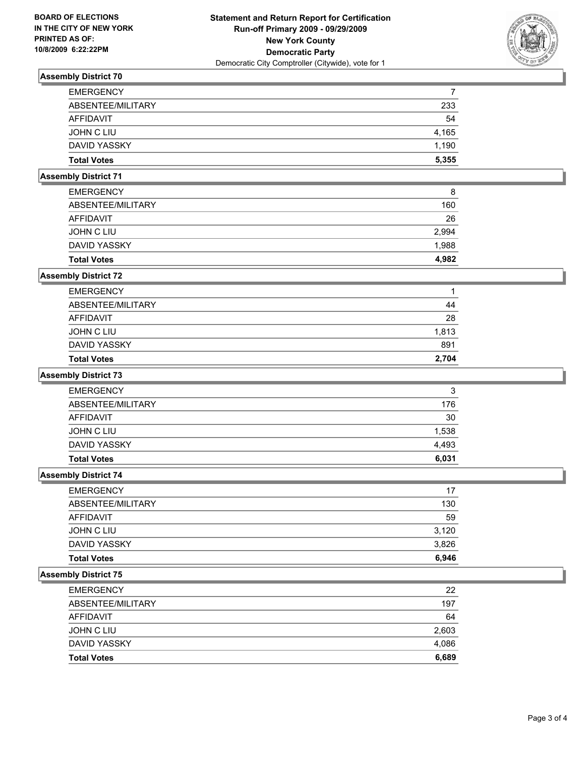**BOARD OF ELECTIONS**
**IN THE CITY OF NEW YORK**
**PRINTED AS OF:**
**10/8/2009 6:22:22PM**

**Statement and Return Report for Certification**
**Run-off Primary 2009 - 09/29/2009**
**New York County**
**Democratic Party**
Democratic City Comptroller (Citywide), vote for 1

### Assembly District 70

| | |
|---|---|
| EMERGENCY | 7 |
| ABSENTEE/MILITARY | 233 |
| AFFIDAVIT | 54 |
| JOHN C LIU | 4,165 |
| DAVID YASSKY | 1,190 |
| **Total Votes** | **5,355** |

### Assembly District 71

| | |
|---|---|
| EMERGENCY | 8 |
| ABSENTEE/MILITARY | 160 |
| AFFIDAVIT | 26 |
| JOHN C LIU | 2,994 |
| DAVID YASSKY | 1,988 |
| **Total Votes** | **4,982** |

### Assembly District 72

| | |
|---|---|
| EMERGENCY | 1 |
| ABSENTEE/MILITARY | 44 |
| AFFIDAVIT | 28 |
| JOHN C LIU | 1,813 |
| DAVID YASSKY | 891 |
| **Total Votes** | **2,704** |

### Assembly District 73

| | |
|---|---|
| EMERGENCY | 3 |
| ABSENTEE/MILITARY | 176 |
| AFFIDAVIT | 30 |
| JOHN C LIU | 1,538 |
| DAVID YASSKY | 4,493 |
| **Total Votes** | **6,031** |

### Assembly District 74

| | |
|---|---|
| EMERGENCY | 17 |
| ABSENTEE/MILITARY | 130 |
| AFFIDAVIT | 59 |
| JOHN C LIU | 3,120 |
| DAVID YASSKY | 3,826 |
| **Total Votes** | **6,946** |

### Assembly District 75

| | |
|---|---|
| EMERGENCY | 22 |
| ABSENTEE/MILITARY | 197 |
| AFFIDAVIT | 64 |
| JOHN C LIU | 2,603 |
| DAVID YASSKY | 4,086 |
| **Total Votes** | **6,689** |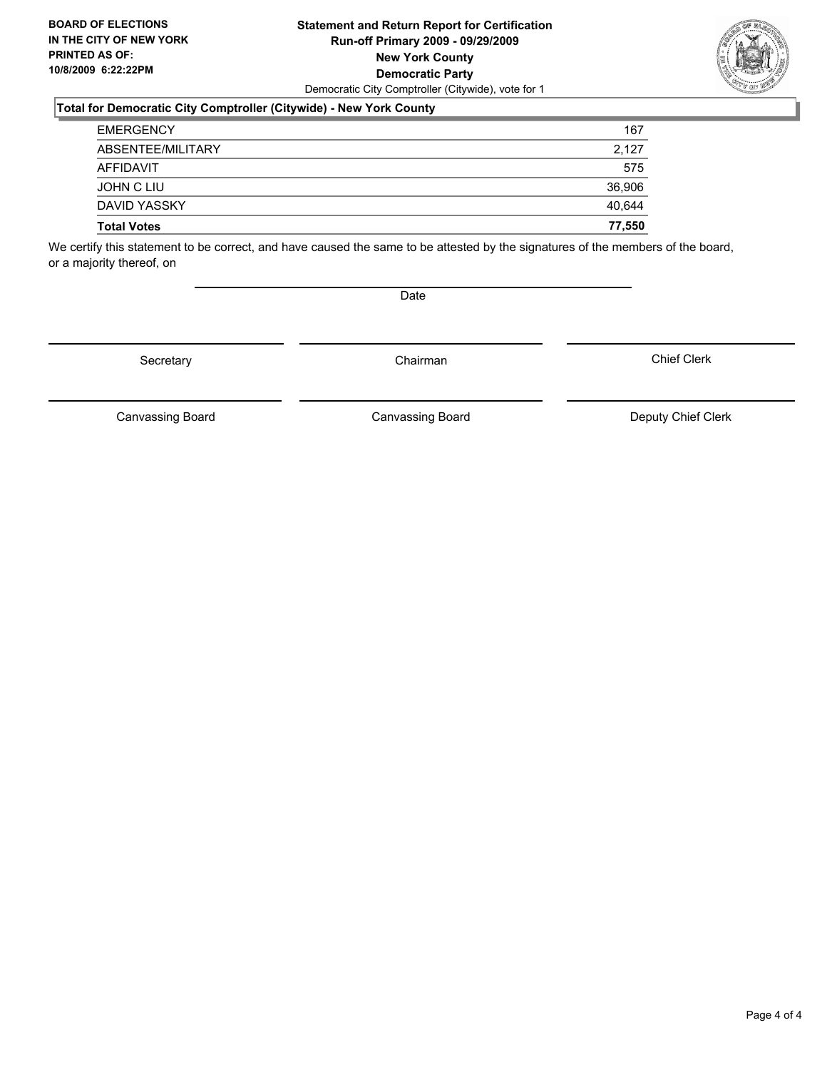**BOARD OF ELECTIONS IN THE CITY OF NEW YORK PRINTED AS OF: 10/8/2009 6:22:22PM**

**Statement and Return Report for Certification**
**Run-off Primary 2009 - 09/29/2009**
**New York County**
**Democratic Party**
Democratic City Comptroller (Citywide), vote for 1

### Total for Democratic City Comptroller (Citywide) - New York County

| | |
|---|---|
| EMERGENCY | 167 |
| ABSENTEE/MILITARY | 2,127 |
| AFFIDAVIT | 575 |
| JOHN C LIU | 36,906 |
| DAVID YASSKY | 40,644 |
| **Total Votes** | **77,550** |

We certify this statement to be correct, and have caused the same to be attested by the signatures of the members of the board, or a majority thereof, on

Date

Secretary    Chairman    Chief Clerk

Canvassing Board    Canvassing Board    Deputy Chief Clerk